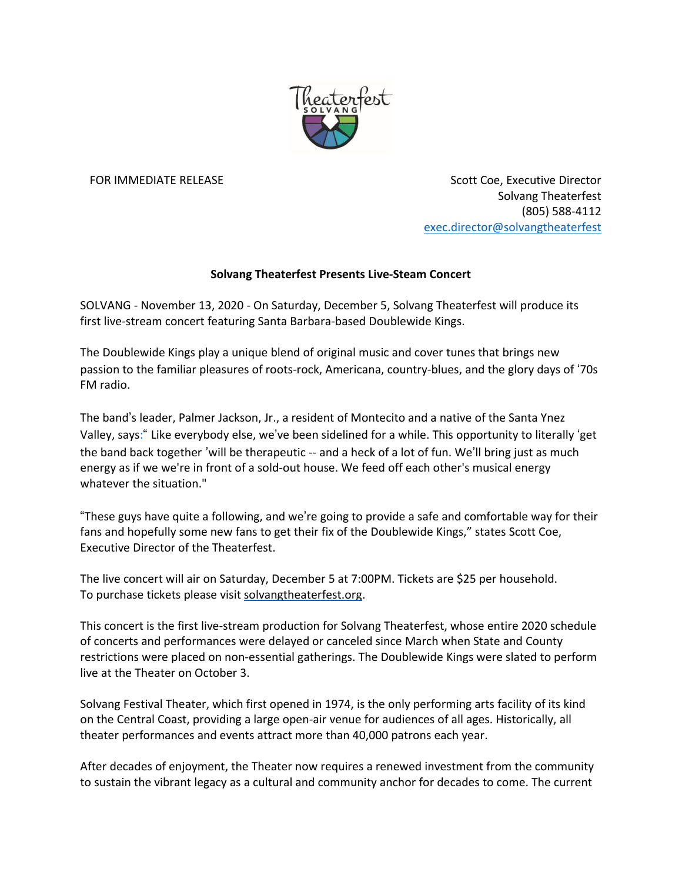FOR IMMEDIATE RELEASE

Scott Coe, Executive Director
Solvang Theaterfest
(805) 588-4112
exec.director@solvangtheaterfest

**Solvang Theaterfest Presents Live-Steam Concert**

SOLVANG - November 13, 2020 - On Saturday, December 5, Solvang Theaterfest will produce its first live-stream concert featuring Santa Barbara-based Doublewide Kings.

The Doublewide Kings play a unique blend of original music and cover tunes that brings new passion to the familiar pleasures of roots-rock, Americana, country-blues, and the glory days of '70s FM radio.

The band's leader, Palmer Jackson, Jr., a resident of Montecito and a native of the Santa Ynez Valley, says:" Like everybody else, we've been sidelined for a while. This opportunity to literally 'get the band back together 'will be therapeutic -- and a heck of a lot of fun. We'll bring just as much energy as if we we're in front of a sold-out house. We feed off each other's musical energy whatever the situation."

"These guys have quite a following, and we're going to provide a safe and comfortable way for their fans and hopefully some new fans to get their fix of the Doublewide Kings," states Scott Coe, Executive Director of the Theaterfest.

The live concert will air on Saturday, December 5 at 7:00PM. Tickets are $25 per household. To purchase tickets please visit solvangtheaterfest.org.

This concert is the first live-stream production for Solvang Theaterfest, whose entire 2020 schedule of concerts and performances were delayed or canceled since March when State and County restrictions were placed on non-essential gatherings. The Doublewide Kings were slated to perform live at the Theater on October 3.

Solvang Festival Theater, which first opened in 1974, is the only performing arts facility of its kind on the Central Coast, providing a large open-air venue for audiences of all ages. Historically, all theater performances and events attract more than 40,000 patrons each year.

After decades of enjoyment, the Theater now requires a renewed investment from the community to sustain the vibrant legacy as a cultural and community anchor for decades to come. The current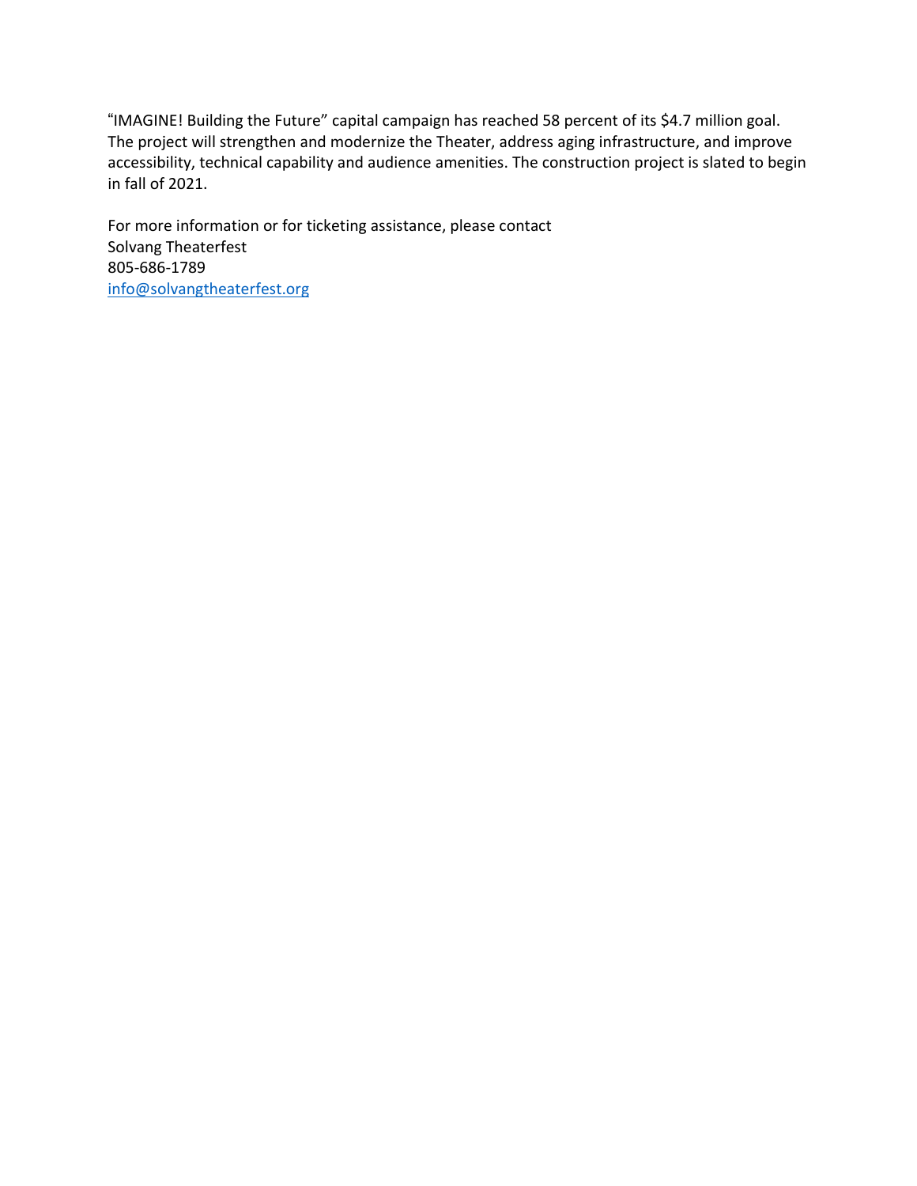"IMAGINE! Building the Future" capital campaign has reached 58 percent of its $4.7 million goal. The project will strengthen and modernize the Theater, address aging infrastructure, and improve accessibility, technical capability and audience amenities. The construction project is slated to begin in fall of 2021.

For more information or for ticketing assistance, please contact
Solvang Theaterfest
805-686-1789
info@solvangtheaterfest.org